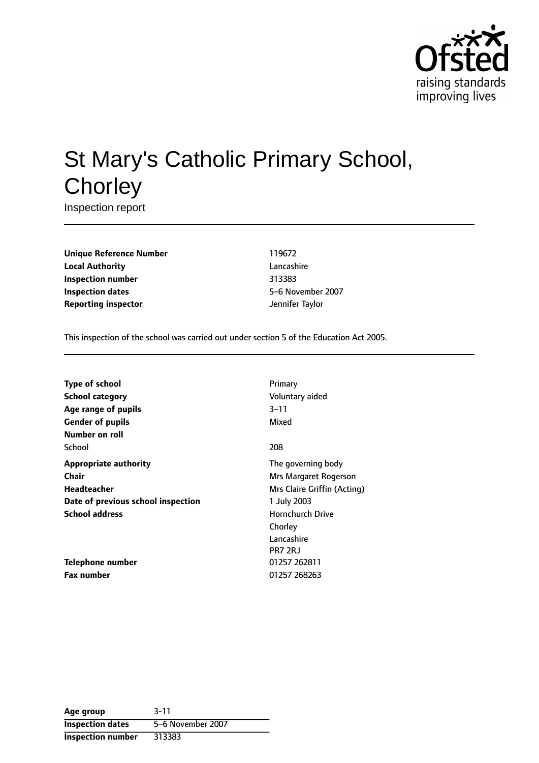# St Mary's Catholic Primary School, Chorley

Inspection report

| | |
|---|---|
| **Unique Reference Number** | 119672 |
| **Local Authority** | Lancashire |
| **Inspection number** | 313383 |
| **Inspection dates** | 5–6 November 2007 |
| **Reporting inspector** | Jennifer Taylor |

This inspection of the school was carried out under section 5 of the Education Act 2005.

| | |
|---|---|
| **Type of school** | Primary |
| **School category** | Voluntary aided |
| **Age range of pupils** | 3–11 |
| **Gender of pupils** | Mixed |
| **Number on roll** | |
| School | 208 |
| **Appropriate authority** | The governing body |
| **Chair** | Mrs Margaret Rogerson |
| **Headteacher** | Mrs Claire Griffin (Acting) |
| **Date of previous school inspection** | 1 July 2003 |
| **School address** | Hornchurch Drive<br>Chorley<br>Lancashire<br>PR7 2RJ |
| **Telephone number** | 01257 262811 |
| **Fax number** | 01257 268263 |

| | |
|---|---|
| **Age group** | 3-11 |
| **Inspection dates** | 5–6 November 2007 |
| **Inspection number** | 313383 |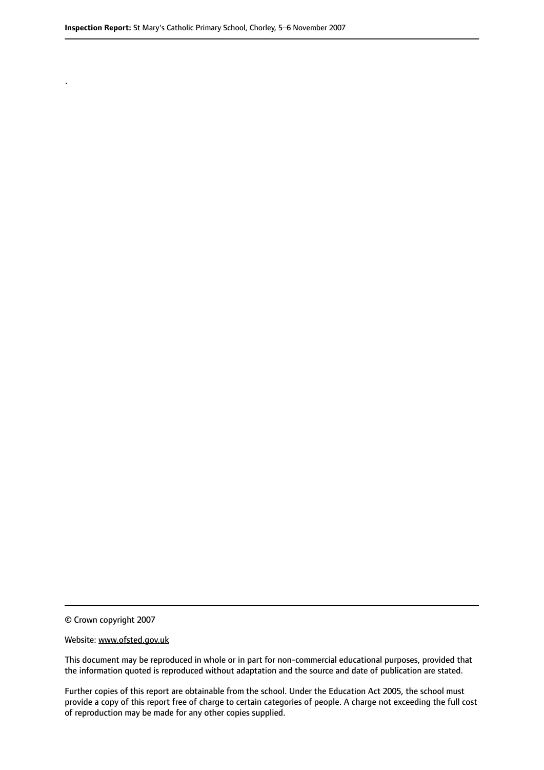.

© Crown copyright 2007

Website: www.ofsted.gov.uk

This document may be reproduced in whole or in part for non-commercial educational purposes, provided that the information quoted is reproduced without adaptation and the source and date of publication are stated.

Further copies of this report are obtainable from the school. Under the Education Act 2005, the school must provide a copy of this report free of charge to certain categories of people. A charge not exceeding the full cost of reproduction may be made for any other copies supplied.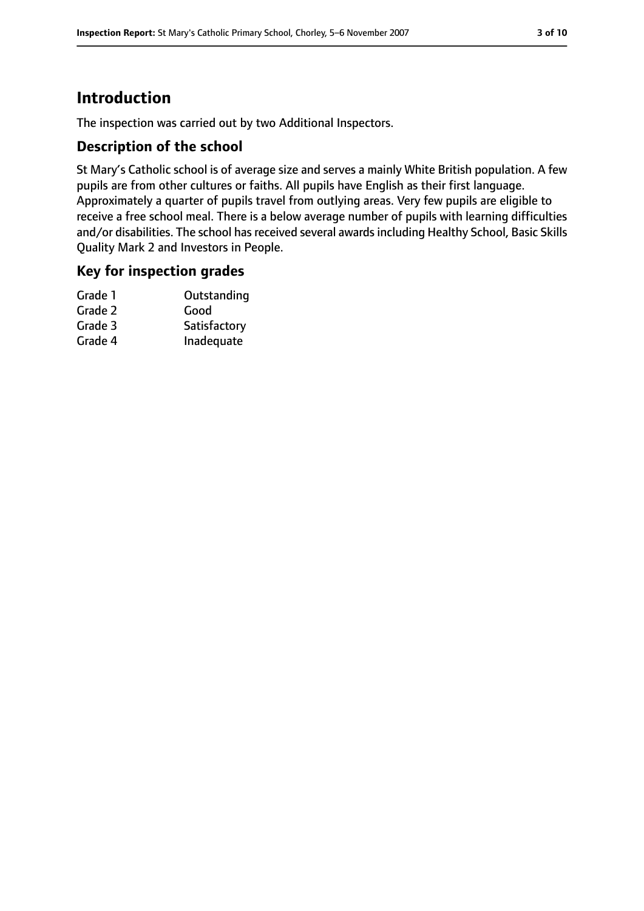# Introduction

The inspection was carried out by two Additional Inspectors.

## Description of the school

St Mary's Catholic school is of average size and serves a mainly White British population. A few pupils are from other cultures or faiths. All pupils have English as their first language. Approximately a quarter of pupils travel from outlying areas. Very few pupils are eligible to receive a free school meal. There is a below average number of pupils with learning difficulties and/or disabilities. The school has received several awards including Healthy School, Basic Skills Quality Mark 2 and Investors in People.

## Key for inspection grades

| | |
|---|---|
| Grade 1 | Outstanding |
| Grade 2 | Good |
| Grade 3 | Satisfactory |
| Grade 4 | Inadequate |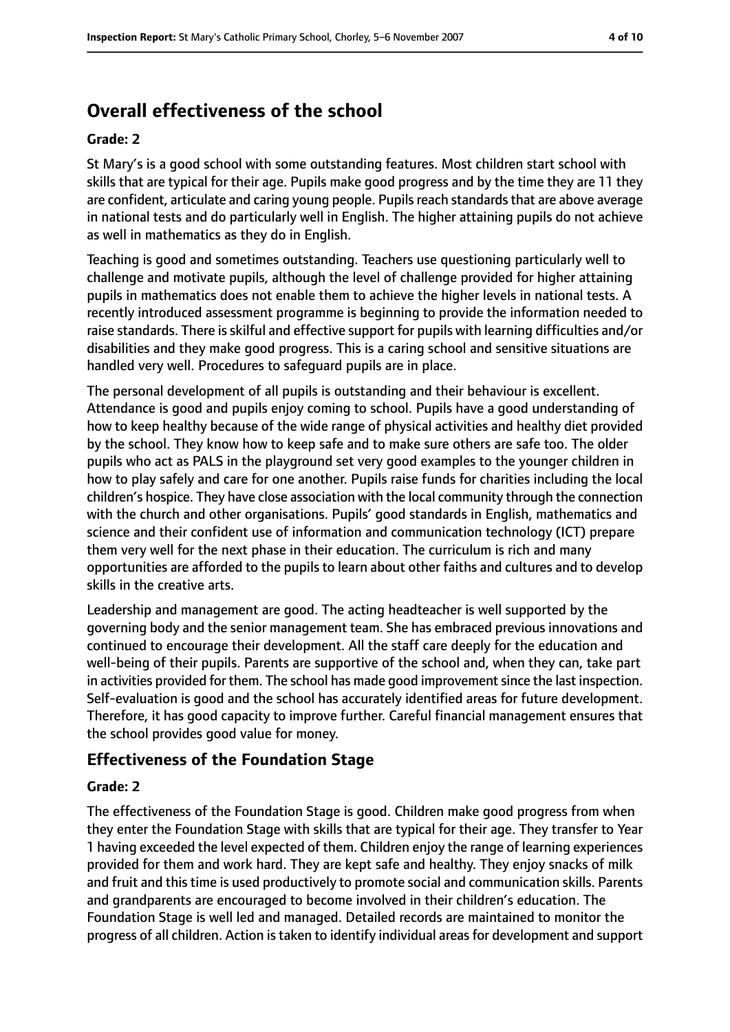## Overall effectiveness of the school

### Grade: 2

St Mary's is a good school with some outstanding features. Most children start school with skills that are typical for their age. Pupils make good progress and by the time they are 11 they are confident, articulate and caring young people. Pupils reach standards that are above average in national tests and do particularly well in English. The higher attaining pupils do not achieve as well in mathematics as they do in English.

Teaching is good and sometimes outstanding. Teachers use questioning particularly well to challenge and motivate pupils, although the level of challenge provided for higher attaining pupils in mathematics does not enable them to achieve the higher levels in national tests. A recently introduced assessment programme is beginning to provide the information needed to raise standards. There is skilful and effective support for pupils with learning difficulties and/or disabilities and they make good progress. This is a caring school and sensitive situations are handled very well. Procedures to safeguard pupils are in place.

The personal development of all pupils is outstanding and their behaviour is excellent. Attendance is good and pupils enjoy coming to school. Pupils have a good understanding of how to keep healthy because of the wide range of physical activities and healthy diet provided by the school. They know how to keep safe and to make sure others are safe too. The older pupils who act as PALS in the playground set very good examples to the younger children in how to play safely and care for one another. Pupils raise funds for charities including the local children's hospice. They have close association with the local community through the connection with the church and other organisations. Pupils' good standards in English, mathematics and science and their confident use of information and communication technology (ICT) prepare them very well for the next phase in their education. The curriculum is rich and many opportunities are afforded to the pupils to learn about other faiths and cultures and to develop skills in the creative arts.

Leadership and management are good. The acting headteacher is well supported by the governing body and the senior management team. She has embraced previous innovations and continued to encourage their development. All the staff care deeply for the education and well-being of their pupils. Parents are supportive of the school and, when they can, take part in activities provided for them. The school has made good improvement since the last inspection. Self-evaluation is good and the school has accurately identified areas for future development. Therefore, it has good capacity to improve further. Careful financial management ensures that the school provides good value for money.

## Effectiveness of the Foundation Stage

### Grade: 2

The effectiveness of the Foundation Stage is good. Children make good progress from when they enter the Foundation Stage with skills that are typical for their age. They transfer to Year 1 having exceeded the level expected of them. Children enjoy the range of learning experiences provided for them and work hard. They are kept safe and healthy. They enjoy snacks of milk and fruit and this time is used productively to promote social and communication skills. Parents and grandparents are encouraged to become involved in their children's education. The Foundation Stage is well led and managed. Detailed records are maintained to monitor the progress of all children. Action is taken to identify individual areas for development and support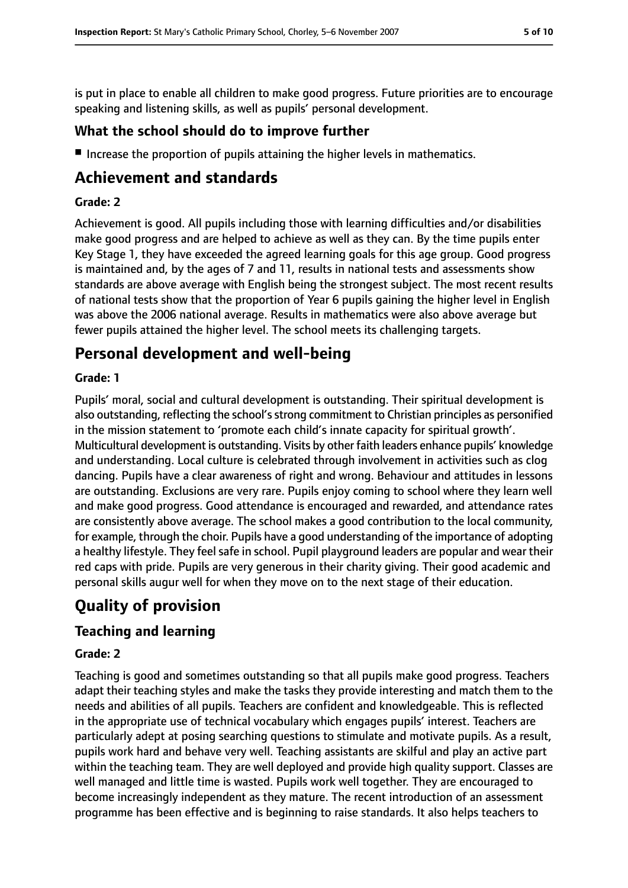is put in place to enable all children to make good progress. Future priorities are to encourage speaking and listening skills, as well as pupils' personal development.

### What the school should do to improve further

- Increase the proportion of pupils attaining the higher levels in mathematics.

## Achievement and standards

**Grade: 2**

Achievement is good. All pupils including those with learning difficulties and/or disabilities make good progress and are helped to achieve as well as they can. By the time pupils enter Key Stage 1, they have exceeded the agreed learning goals for this age group. Good progress is maintained and, by the ages of 7 and 11, results in national tests and assessments show standards are above average with English being the strongest subject. The most recent results of national tests show that the proportion of Year 6 pupils gaining the higher level in English was above the 2006 national average. Results in mathematics were also above average but fewer pupils attained the higher level. The school meets its challenging targets.

## Personal development and well-being

**Grade: 1**

Pupils' moral, social and cultural development is outstanding. Their spiritual development is also outstanding, reflecting the school's strong commitment to Christian principles as personified in the mission statement to 'promote each child's innate capacity for spiritual growth'. Multicultural development is outstanding. Visits by other faith leaders enhance pupils' knowledge and understanding. Local culture is celebrated through involvement in activities such as clog dancing. Pupils have a clear awareness of right and wrong. Behaviour and attitudes in lessons are outstanding. Exclusions are very rare. Pupils enjoy coming to school where they learn well and make good progress. Good attendance is encouraged and rewarded, and attendance rates are consistently above average. The school makes a good contribution to the local community, for example, through the choir. Pupils have a good understanding of the importance of adopting a healthy lifestyle. They feel safe in school. Pupil playground leaders are popular and wear their red caps with pride. Pupils are very generous in their charity giving. Their good academic and personal skills augur well for when they move on to the next stage of their education.

## Quality of provision

### Teaching and learning

**Grade: 2**

Teaching is good and sometimes outstanding so that all pupils make good progress. Teachers adapt their teaching styles and make the tasks they provide interesting and match them to the needs and abilities of all pupils. Teachers are confident and knowledgeable. This is reflected in the appropriate use of technical vocabulary which engages pupils' interest. Teachers are particularly adept at posing searching questions to stimulate and motivate pupils. As a result, pupils work hard and behave very well. Teaching assistants are skilful and play an active part within the teaching team. They are well deployed and provide high quality support. Classes are well managed and little time is wasted. Pupils work well together. They are encouraged to become increasingly independent as they mature. The recent introduction of an assessment programme has been effective and is beginning to raise standards. It also helps teachers to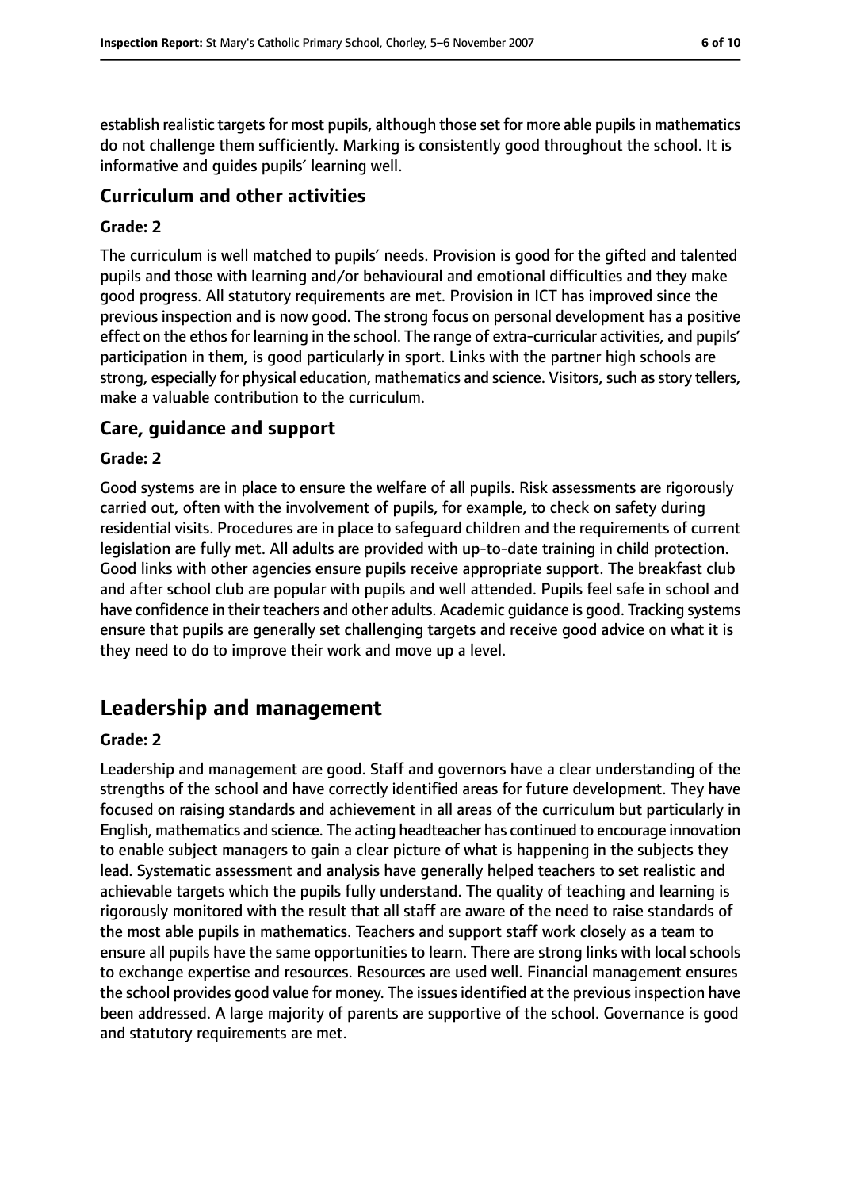establish realistic targets for most pupils, although those set for more able pupils in mathematics do not challenge them sufficiently. Marking is consistently good throughout the school. It is informative and guides pupils' learning well.

### Curriculum and other activities

#### Grade: 2

The curriculum is well matched to pupils' needs. Provision is good for the gifted and talented pupils and those with learning and/or behavioural and emotional difficulties and they make good progress. All statutory requirements are met. Provision in ICT has improved since the previous inspection and is now good. The strong focus on personal development has a positive effect on the ethos for learning in the school. The range of extra-curricular activities, and pupils' participation in them, is good particularly in sport. Links with the partner high schools are strong, especially for physical education, mathematics and science. Visitors, such as story tellers, make a valuable contribution to the curriculum.

### Care, guidance and support

#### Grade: 2

Good systems are in place to ensure the welfare of all pupils. Risk assessments are rigorously carried out, often with the involvement of pupils, for example, to check on safety during residential visits. Procedures are in place to safeguard children and the requirements of current legislation are fully met. All adults are provided with up-to-date training in child protection. Good links with other agencies ensure pupils receive appropriate support. The breakfast club and after school club are popular with pupils and well attended. Pupils feel safe in school and have confidence in their teachers and other adults. Academic guidance is good. Tracking systems ensure that pupils are generally set challenging targets and receive good advice on what it is they need to do to improve their work and move up a level.

## Leadership and management

#### Grade: 2

Leadership and management are good. Staff and governors have a clear understanding of the strengths of the school and have correctly identified areas for future development. They have focused on raising standards and achievement in all areas of the curriculum but particularly in English, mathematics and science. The acting headteacher has continued to encourage innovation to enable subject managers to gain a clear picture of what is happening in the subjects they lead. Systematic assessment and analysis have generally helped teachers to set realistic and achievable targets which the pupils fully understand. The quality of teaching and learning is rigorously monitored with the result that all staff are aware of the need to raise standards of the most able pupils in mathematics. Teachers and support staff work closely as a team to ensure all pupils have the same opportunities to learn. There are strong links with local schools to exchange expertise and resources. Resources are used well. Financial management ensures the school provides good value for money. The issues identified at the previous inspection have been addressed. A large majority of parents are supportive of the school. Governance is good and statutory requirements are met.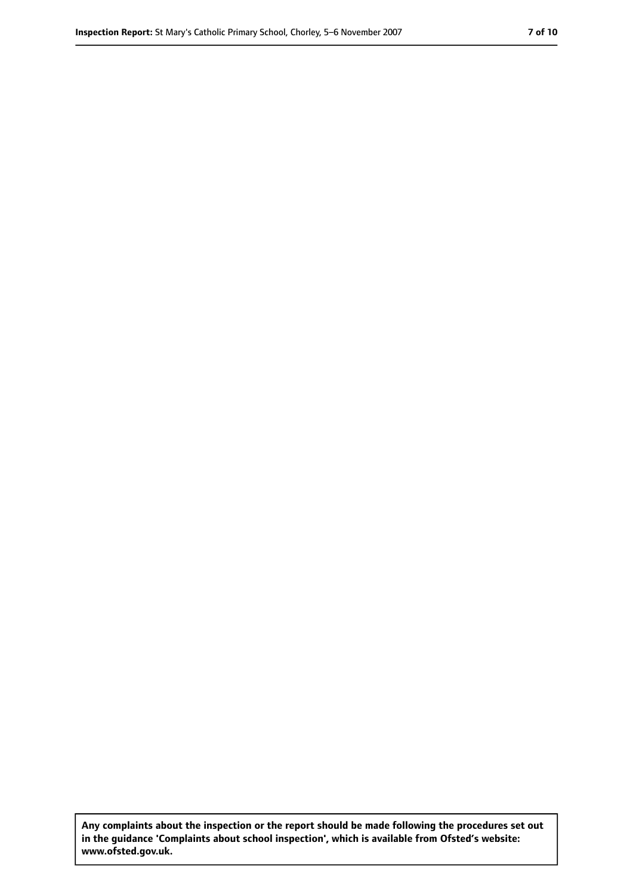Any complaints about the inspection or the report should be made following the procedures set out in the guidance 'Complaints about school inspection', which is available from Ofsted's website: www.ofsted.gov.uk.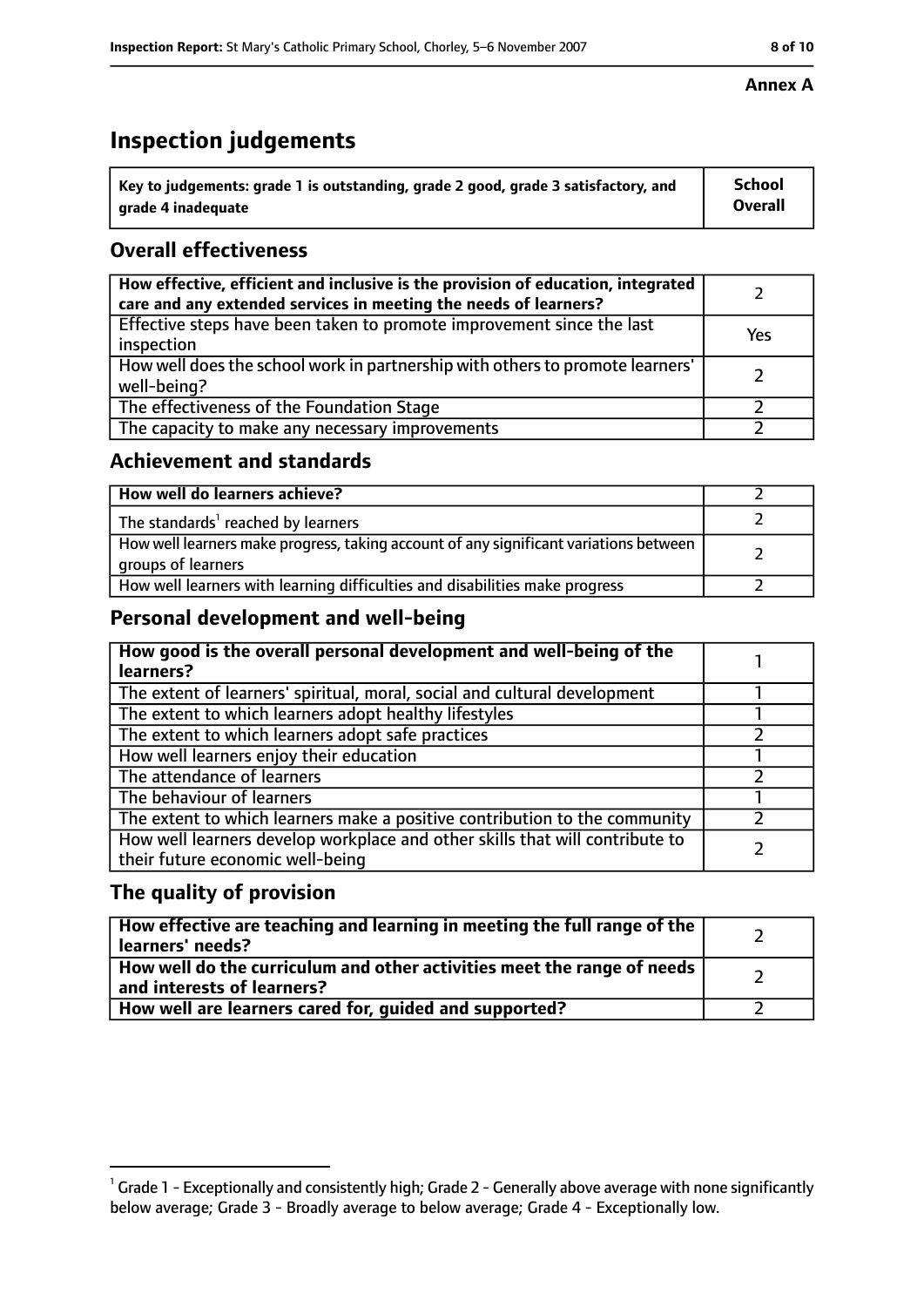**Annex A**

# Inspection judgements

| Key to judgements: grade 1 is outstanding, grade 2 good, grade 3 satisfactory, and grade 4 inadequate | School Overall |
|---|---|

## Overall effectiveness

| | |
|---|---|
| How effective, efficient and inclusive is the provision of education, integrated care and any extended services in meeting the needs of learners? | 2 |
| Effective steps have been taken to promote improvement since the last inspection | Yes |
| How well does the school work in partnership with others to promote learners' well-being? | 2 |
| The effectiveness of the Foundation Stage | 2 |
| The capacity to make any necessary improvements | 2 |

## Achievement and standards

| | |
|---|---|
| **How well do learners achieve?** | 2 |
| The standards[1] reached by learners | 2 |
| How well learners make progress, taking account of any significant variations between groups of learners | 2 |
| How well learners with learning difficulties and disabilities make progress | 2 |

## Personal development and well-being

| | |
|---|---|
| **How good is the overall personal development and well-being of the learners?** | 1 |
| The extent of learners' spiritual, moral, social and cultural development | 1 |
| The extent to which learners adopt healthy lifestyles | 1 |
| The extent to which learners adopt safe practices | 2 |
| How well learners enjoy their education | 1 |
| The attendance of learners | 2 |
| The behaviour of learners | 1 |
| The extent to which learners make a positive contribution to the community | 2 |
| How well learners develop workplace and other skills that will contribute to their future economic well-being | 2 |

## The quality of provision

| | |
|---|---|
| **How effective are teaching and learning in meeting the full range of the learners' needs?** | 2 |
| **How well do the curriculum and other activities meet the range of needs and interests of learners?** | 2 |
| **How well are learners cared for, guided and supported?** | 2 |

[1] Grade 1 - Exceptionally and consistently high; Grade 2 - Generally above average with none significantly below average; Grade 3 - Broadly average to below average; Grade 4 - Exceptionally low.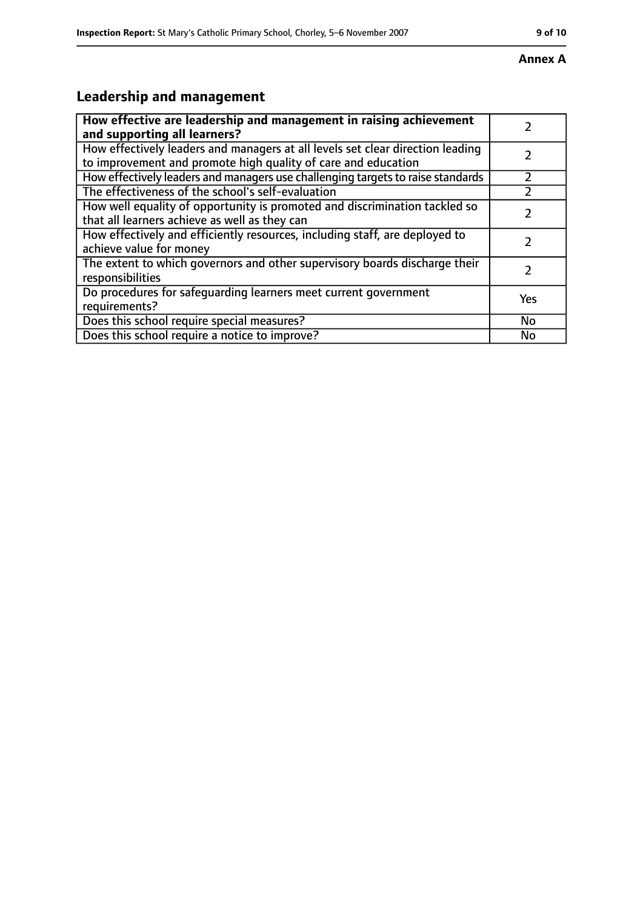**Annex A**

## Leadership and management

| **How effective are leadership and management in raising achievement and supporting all learners?** | 2 |
|---|---|
| How effectively leaders and managers at all levels set clear direction leading to improvement and promote high quality of care and education | 2 |
| How effectively leaders and managers use challenging targets to raise standards | 2 |
| The effectiveness of the school's self-evaluation | 2 |
| How well equality of opportunity is promoted and discrimination tackled so that all learners achieve as well as they can | 2 |
| How effectively and efficiently resources, including staff, are deployed to achieve value for money | 2 |
| The extent to which governors and other supervisory boards discharge their responsibilities | 2 |
| Do procedures for safeguarding learners meet current government requirements? | Yes |
| Does this school require special measures? | No |
| Does this school require a notice to improve? | No |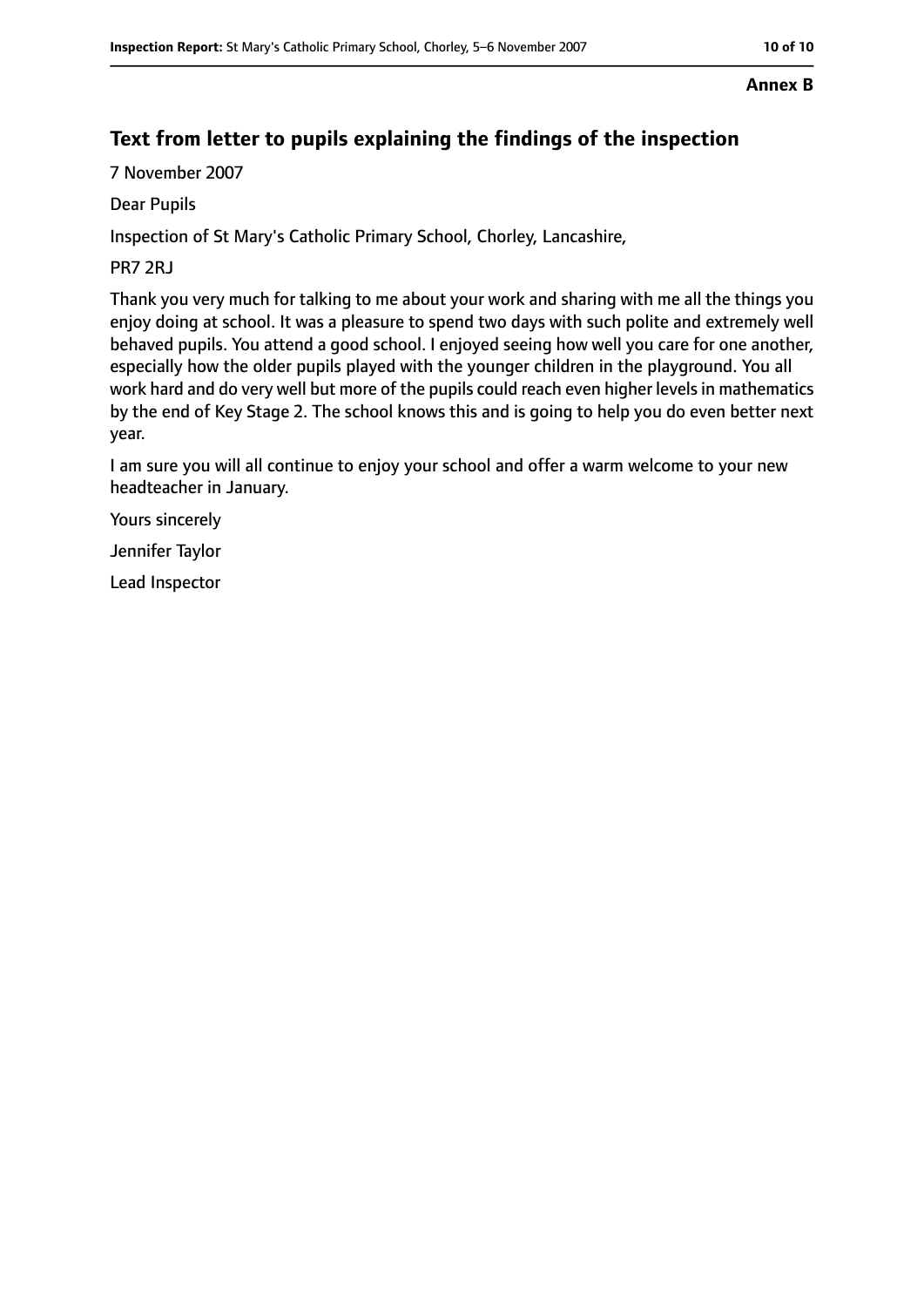**Annex B**

## Text from letter to pupils explaining the findings of the inspection

7 November 2007

Dear Pupils

Inspection of St Mary's Catholic Primary School, Chorley, Lancashire,

PR7 2RJ

Thank you very much for talking to me about your work and sharing with me all the things you enjoy doing at school. It was a pleasure to spend two days with such polite and extremely well behaved pupils. You attend a good school. I enjoyed seeing how well you care for one another, especially how the older pupils played with the younger children in the playground. You all work hard and do very well but more of the pupils could reach even higher levels in mathematics by the end of Key Stage 2. The school knows this and is going to help you do even better next year.

I am sure you will all continue to enjoy your school and offer a warm welcome to your new headteacher in January.

Yours sincerely

Jennifer Taylor

Lead Inspector